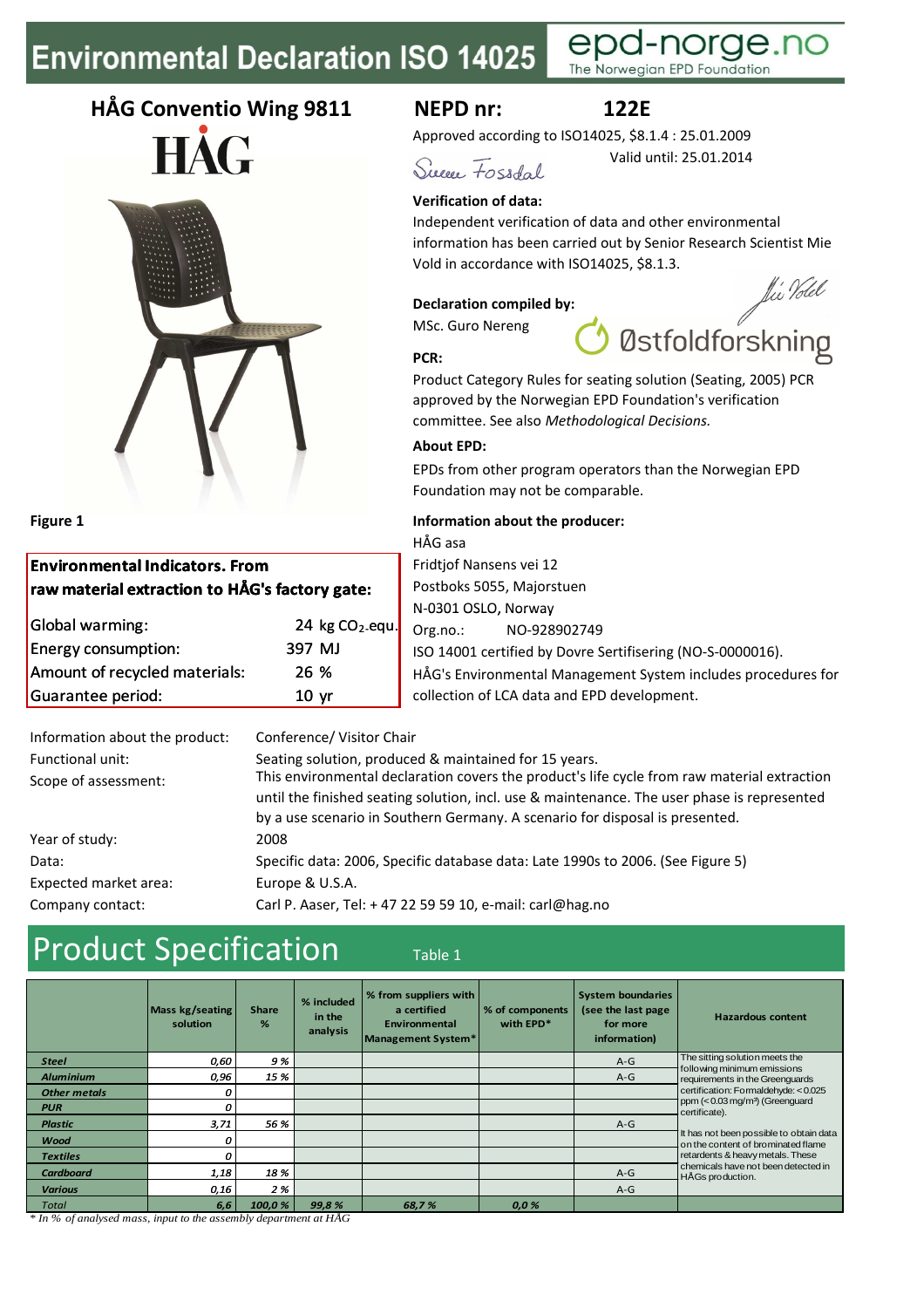# Environmental Declaration ISO 14025

epd-norge.no
The Norwegian EPD Foundation

## HÅG Conventio Wing 9811

HÅG

Figure 1

## NEPD nr: 122E

Approved according to ISO14025, §8.1.4 : 25.01.2009

Valid until: 25.01.2014

**Verification of data:**

Independent verification of data and other environmental information has been carried out by Senior Research Scientist Mie Vold in accordance with ISO14025, §8.1.3.

**Declaration compiled by:**

MSc. Guro Nereng

Østfoldforskning

**PCR:**

Product Category Rules for seating solution (Seating, 2005) PCR approved by the Norwegian EPD Foundation's verification committee. See also *Methodological Decisions.*

**About EPD:**

EPDs from other program operators than the Norwegian EPD Foundation may not be comparable.

**Information about the producer:**

HÅG asa
Fridtjof Nansens vei 12
Postboks 5055, Majorstuen
N-0301 OSLO, Norway
Org.no.: NO-928902749
ISO 14001 certified by Dovre Sertifisering (NO-S-0000016).
HÅG's Environmental Management System includes procedures for collection of LCA data and EPD development.

**Environmental Indicators. From raw material extraction to HÅG's factory gate:**

| | |
|---|---|
| Global warming: | 24 kg $CO_2$-equ. |
| Energy consumption: | 397 MJ |
| Amount of recycled materials: | 26 % |
| Guarantee period: | 10 yr |

| | |
|---|---|
| Information about the product: | Conference/ Visitor Chair |
| Functional unit: | Seating solution, produced & maintained for 15 years. |
| Scope of assessment: | This environmental declaration covers the product's life cycle from raw material extraction until the finished seating solution, incl. use & maintenance. The user phase is represented by a use scenario in Southern Germany. A scenario for disposal is presented. |
| Year of study: | 2008 |
| Data: | Specific data: 2006, Specific database data: Late 1990s to 2006. (See Figure 5) |
| Expected market area: | Europe & U.S.A. |
| Company contact: | Carl P. Aaser, Tel: + 47 22 59 59 10, e-mail: carl@hag.no |

# Product Specification

Table 1

| | Mass kg/seating solution | Share % | % included in the analysis | % from suppliers with a certified Environmental Management System* | % of components with EPD* | System boundaries (see the last page for more information) | Hazardous content |
|---|---|---|---|---|---|---|---|
| ***Steel*** | *0,60* | *9 %* | | | | A-G | The sitting solution meets the following minimum emissions requirements in the Greenguards certification: Formaldehyde: < 0.025 ppm (< 0.03 mg/m³) (Greenguard certificate). |
| ***Aluminium*** | *0,96* | *15 %* | | | | A-G | |
| ***Other metals*** | *0* | | | | | | |
| ***PUR*** | *0* | | | | | | |
| ***Plastic*** | *3,71* | *56 %* | | | | A-G | |
| ***Wood*** | *0* | | | | | | It has not been possible to obtain data on the content of brominated flame retardents & heavy metals. These chemicals have not been detected in HÅGs production. |
| ***Textiles*** | *0* | | | | | | |
| ***Cardboard*** | *1,18* | *18 %* | | | | A-G | |
| ***Various*** | *0,16* | *2 %* | | | | A-G | |
| *Total* | *6,6* | *100,0 %* | *99,8 %* | *68,7 %* | *0,0 %* | | |

*\* In % of analysed mass, input to the assembly department at HÅG*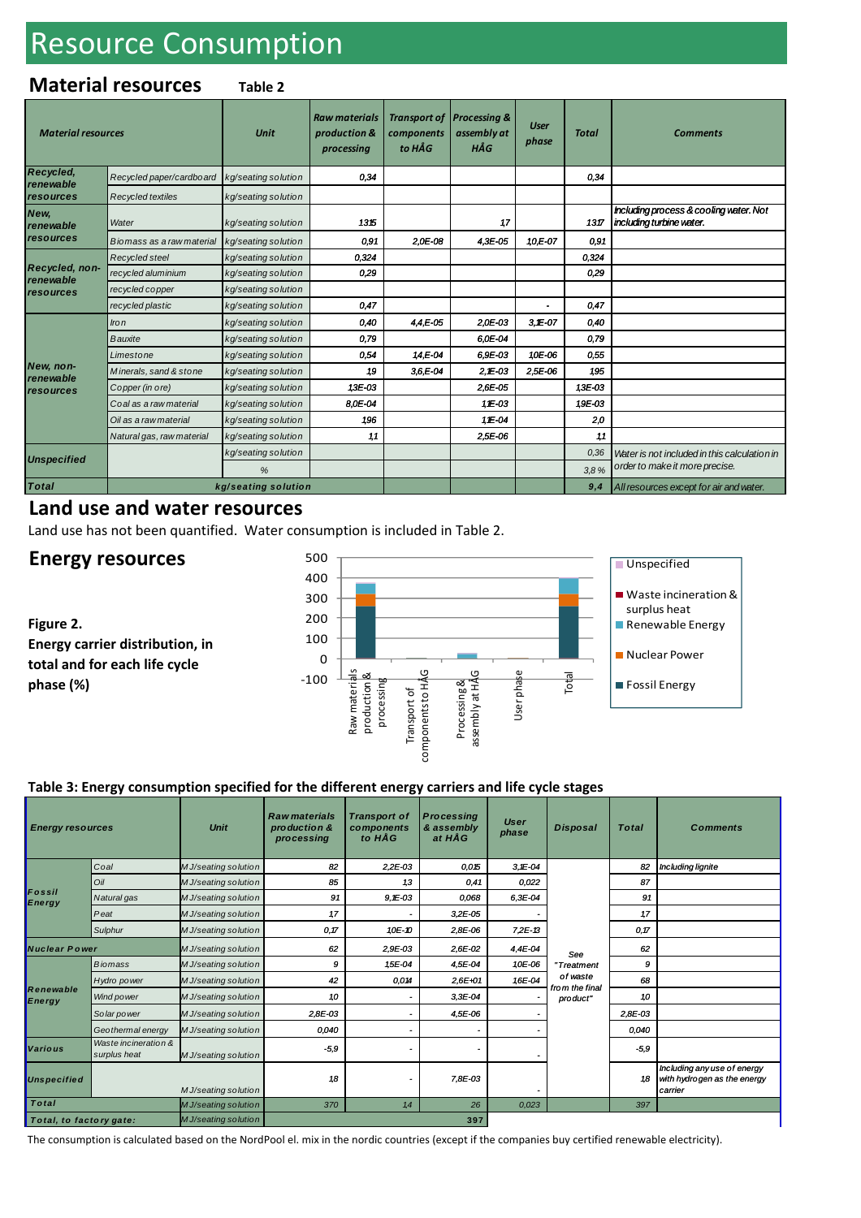# Resource Consumption

## Material resources

**Table 2**

| Material resources | | Unit | Raw materials production & processing | Transport of components to HÅG | Processing & assembly at HÅG | User phase | Total | Comments |
|---|---|---|---|---|---|---|---|---|
| Recycled, renewable resources | Recycled paper/cardboard | kg/seating solution | 0,34 | | | | 0,34 | |
| | Recycled textiles | kg/seating solution | | | | | | |
| New, renewable resources | Water | kg/seating solution | 1315 | | 1,7 | | 1317 | Including process & cooling water. Not including turbine water. |
| | Biomass as a raw material | kg/seating solution | 0,91 | 2,0E-08 | 4,3E-05 | 1,0E-07 | 0,91 | |
| Recycled, non-renewable resources | Recycled steel | kg/seating solution | 0,324 | | | | 0,324 | |
| | recycled aluminium | kg/seating solution | 0,29 | | | | 0,29 | |
| | recycled copper | kg/seating solution | | | | | | |
| | recycled plastic | kg/seating solution | 0,47 | | | - | 0,47 | |
| New, non-renewable resources | Iron | kg/seating solution | 0,40 | 4,4E-05 | 2,0E-03 | 3,1E-07 | 0,40 | |
| | Bauxite | kg/seating solution | 0,79 | | 6,0E-04 | | 0,79 | |
| | Limestone | kg/seating solution | 0,54 | 1,4E-04 | 6,9E-03 | 1,0E-06 | 0,55 | |
| | Minerals, sand & stone | kg/seating solution | 1,9 | 3,6E-04 | 2,1E-03 | 2,5E-06 | 1,95 | |
| | Copper (in ore) | kg/seating solution | 1,3E-03 | | 2,6E-05 | | 1,3E-03 | |
| | Coal as a raw material | kg/seating solution | 8,0E-04 | | 1,1E-03 | | 1,9E-03 | |
| | Oil as a raw material | kg/seating solution | 1,96 | | 1,1E-04 | | 2,0 | |
| | Natural gas, raw material | kg/seating solution | 1,1 | | 2,5E-06 | | 1,1 | |
| Unspecified | | kg/seating solution | | | | | 0,36 | Water is not included in this calculation in order to make it more precise. |
| | | % | | | | | 3,8 % | |
| Total | | kg/seating solution | | | | | 9,4 | All resources except for air and water. |

## Land use and water resources

Land use has not been quantified. Water consumption is included in Table 2.

## Energy resources

**Figure 2.**
**Energy carrier distribution, in total and for each life cycle phase (%)**

## Table 3: Energy consumption specified for the different energy carriers and life cycle stages

| Energy resources | | Unit | Raw materials production & processing | Transport of components to HÅG | Processing & assembly at HÅG | User phase | Disposal | Total | Comments |
|---|---|---|---|---|---|---|---|---|---|
| Fossil Energy | Coal | MJ/seating solution | 82 | 2,2E-03 | 0,015 | 3,1E-04 | See "Treatment of waste from the final product" | 82 | Including lignite |
| | Oil | MJ/seating solution | 85 | 1,3 | 0,41 | 0,022 | | 87 | |
| | Natural gas | MJ/seating solution | 91 | 9,1E-03 | 0,068 | 6,3E-04 | | 91 | |
| | Peat | MJ/seating solution | 17 | - | 3,2E-05 | - | | 17 | |
| | Sulphur | MJ/seating solution | 0,17 | 1,0E-10 | 2,8E-06 | 7,2E-13 | | 0,17 | |
| Nuclear Power | | MJ/seating solution | 62 | 2,9E-03 | 2,6E-02 | 4,4E-04 | | 62 | |
| Renewable Energy | Biomass | MJ/seating solution | 9 | 1,5E-04 | 4,5E-04 | 1,0E-06 | | 9 | |
| | Hydro power | MJ/seating solution | 42 | 0,014 | 2,6E+01 | 1,6E-04 | | 68 | |
| | Wind power | MJ/seating solution | 10 | - | 3,3E-04 | - | | 10 | |
| | Solar power | MJ/seating solution | 2,8E-03 | - | 4,5E-06 | - | | 2,8E-03 | |
| | Geothermal energy | MJ/seating solution | 0,040 | - | - | - | | 0,040 | |
| Various | Waste incineration & surplus heat | MJ/seating solution | -5,9 | - | - | - | | -5,9 | |
| Unspecified | | MJ/seating solution | 18 | - | 7,8E-03 | - | | 18 | Including any use of energy with hydrogen as the energy carrier |
| Total | | MJ/seating solution | 370 | 14 | 26 | 0,023 | | 397 | |
| Total, to factory gate: | | MJ/seating solution | 397 | | | | | | |

The consumption is calculated based on the NordPool el. mix in the nordic countries (except if the companies buy certified renewable electricity).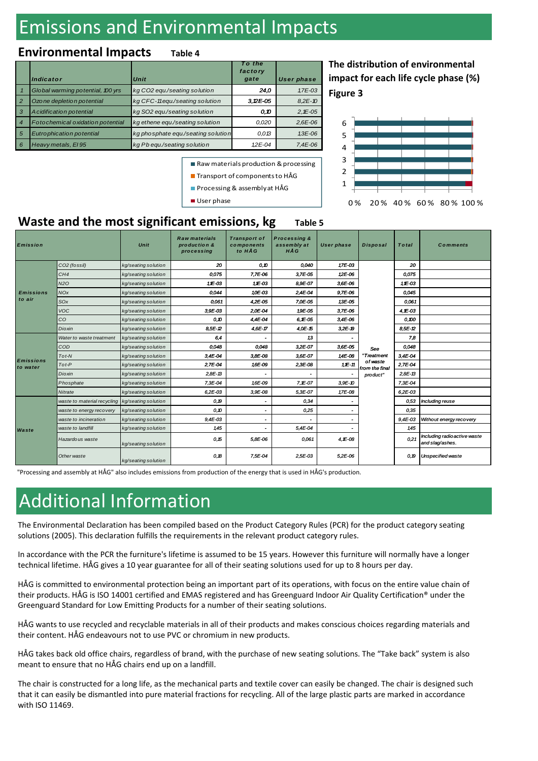# Emissions and Environmental Impacts

## Environmental Impacts **Table 4**

| | Indicator | Unit | To the factory gate | User phase |
|---|---|---|---|---|
| 1 | Global warming potential, 100 yrs | kg CO2 equ./seating solution | 24,0 | 1,7E-03 |
| 2 | Ozone depletion potential | kg CFC-11equ./seating solution | 3,12E-05 | 8,2E-10 |
| 3 | Acidification potential | kg SO2 equ./seating solution | 0,10 | 2,1E-05 |
| 4 | Fotochemical oxidation potential | kg ethene equ./seating solution | 0,020 | 2,6E-06 |
| 5 | Eutrophication potential | kg phosphate equ./seating solution | 0,013 | 1,3E-06 |
| 6 | Heavy metals, EI 95 | kg Pb equ./seating solution | 1,2E-04 | 7,4E-06 |

**The distribution of environmental impact for each life cycle phase (%)**

**Figure 3**

- Raw materials production & processing
- Transport of components to HÅG
- Processing & assembly at HÅG
- User phase

## Waste and the most significant emissions, kg **Table 5**

| Emission | | Unit | Raw materials production & processing | Transport of components to HÅG | Processing & assembly at HÅG | User phase | Disposal | Total | Comments |
|---|---|---|---|---|---|---|---|---|---|
| Emissions to air | CO2 (fossil) | kg/seating solution | 20 | 0,10 | 0,040 | 1,7E-03 | See "Treatment of waste from the final product" | 20 | |
| | CH4 | kg/seating solution | 0,075 | 7,7E-06 | 3,7E-05 | 1,2E-06 | | 0,075 | |
| | N2O | kg/seating solution | 1,1E-03 | 1,1E-03 | 8,9E-07 | 3,6E-06 | | 1,1E-03 | |
| | NOx | kg/seating solution | 0,044 | 1,0E-03 | 2,4E-04 | 9,7E-06 | | 0,045 | |
| | SOx | kg/seating solution | 0,061 | 4,2E-05 | 7,0E-05 | 1,3E-05 | | 0,061 | |
| | VOC | kg/seating solution | 3,9E-03 | 2,0E-04 | 1,9E-05 | 3,7E-06 | | 4,1E-03 | |
| | CO | kg/seating solution | 0,10 | 4,4E-04 | 6,1E-05 | 3,4E-06 | | 0,100 | |
| | Dioxin | kg/seating solution | 8,5E-12 | 4,6E-17 | 4,0E-15 | 3,2E-19 | | 8,5E-12 | |
| Emissions to water | Water to waste treatment | kg/seating solution | 6,4 | - | 1,3 | - | | 7,8 | |
| | COD | kg/seating solution | 0,048 | 0,048 | 3,2E-07 | 3,6E-05 | | 0,048 | |
| | Tot-N | kg/seating solution | 3,4E-04 | 3,8E-08 | 3,6E-07 | 1,4E-08 | | 3,4E-04 | |
| | Tot-P | kg/seating solution | 2,7E-04 | 1,6E-09 | 2,3E-08 | 1,1E-11 | | 2,7E-04 | |
| | Dioxin | kg/seating solution | 2,8E-13 | - | - | - | | 2,8E-13 | |
| | Phosphate | kg/seating solution | 7,3E-04 | 1,6E-09 | 7,1E-07 | 3,9E-10 | | 7,3E-04 | |
| | Nitrate | kg/seating solution | 6,2E-03 | 3,9E-08 | 5,3E-07 | 1,7E-08 | | 6,2E-03 | |
| Waste | waste to material recycling | kg/seating solution | 0,19 | - | 0,34 | - | | 0,53 | Including reuse |
| | waste to energy recovery | kg/seating solution | 0,10 | - | 0,25 | - | | 0,35 | |
| | waste to incineration | kg/seating solution | 9,4E-03 | - | - | - | | 9,4E-03 | Without energy recovery |
| | waste to landfill | kg/seating solution | 1,45 | - | 5,4E-04 | - | | 1,45 | |
| | Hazardous waste | kg/seating solution | 0,15 | 5,8E-06 | 0,061 | 4,1E-08 | | 0,21 | Including radioactive waste and slag/ashes. |
| | Other waste | kg/seating solution | 0,18 | 7,5E-04 | 2,5E-03 | 5,2E-06 | | 0,19 | Unspecified waste |

"Processing and assembly at HÅG" also includes emissions from production of the energy that is used in HÅG's production.

# Additional Information

The Environmental Declaration has been compiled based on the Product Category Rules (PCR) for the product category seating solutions (2005). This declaration fulfills the requirements in the relevant product category rules.

In accordance with the PCR the furniture's lifetime is assumed to be 15 years. However this furniture will normally have a longer technical lifetime. HÅG gives a 10 year guarantee for all of their seating solutions used for up to 8 hours per day.

HÅG is committed to environmental protection being an important part of its operations, with focus on the entire value chain of their products. HÅG is ISO 14001 certified and EMAS registered and has Greenguard Indoor Air Quality Certification® under the Greenguard Standard for Low Emitting Products for a number of their seating solutions.

HÅG wants to use recycled and recyclable materials in all of their products and makes conscious choices regarding materials and their content. HÅG endeavours not to use PVC or chromium in new products.

HÅG takes back old office chairs, regardless of brand, with the purchase of new seating solutions. The "Take back" system is also meant to ensure that no HÅG chairs end up on a landfill.

The chair is constructed for a long life, as the mechanical parts and textile cover can easily be changed. The chair is designed such that it can easily be dismantled into pure material fractions for recycling. All of the large plastic parts are marked in accordance with ISO 11469.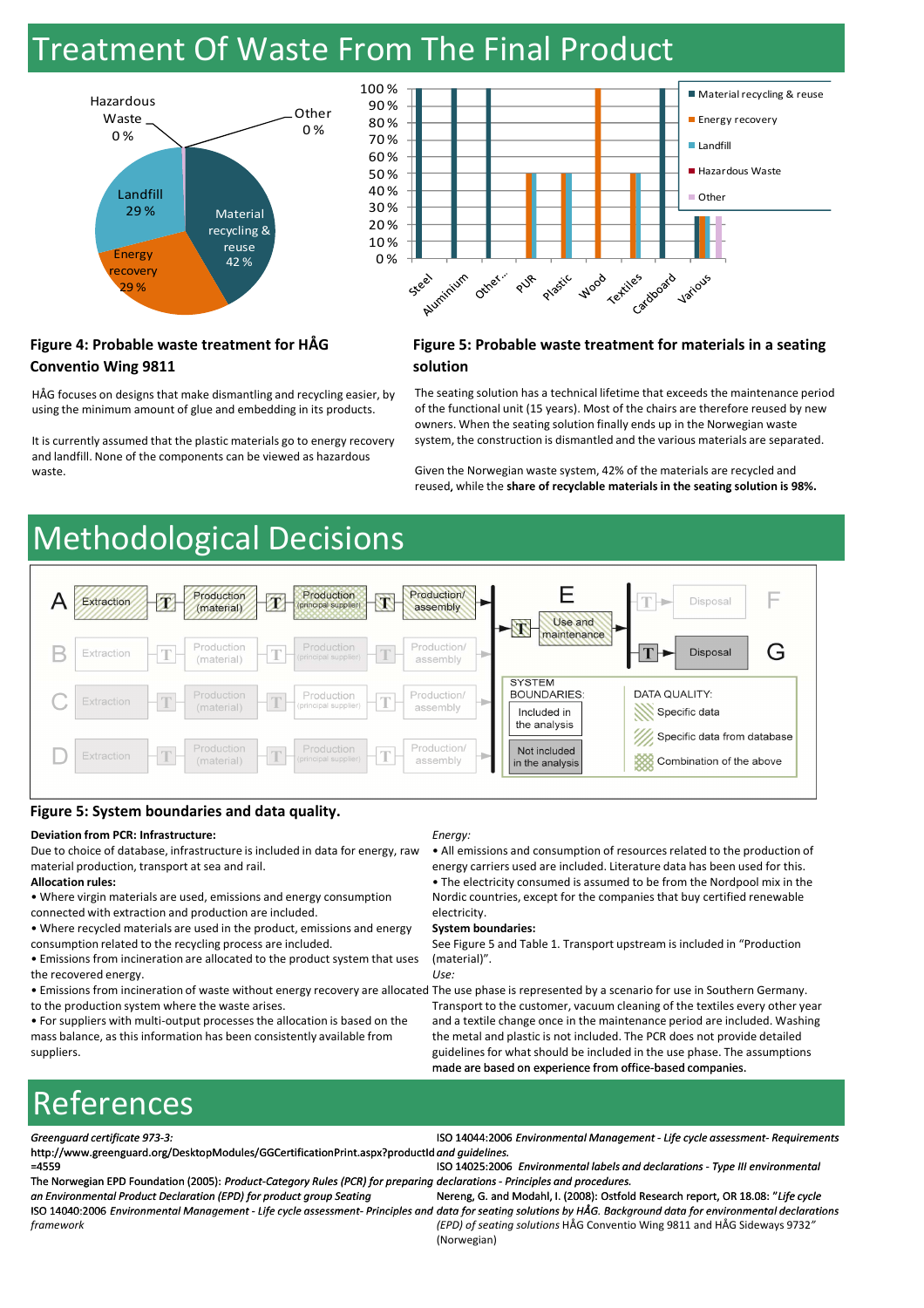# Treatment Of Waste From The Final Product

Hazardous Waste 0 %
Other 0 %
Landfill 29 %
Material recycling & reuse 42 %
Energy recovery 29 %

100 %
90 %
80 %
70 %
60 %
50 %
40 %
30 %
20 %
10 %
0 %

Steel
Aluminium
Other...
PUR
Plastic
Wood
Textiles
Cardboard
Various

Material recycling & reuse
Energy recovery
Landfill
Hazardous Waste
Other

**Figure 4: Probable waste treatment for HÅG Conventio Wing 9811**

HÅG focuses on designs that make dismantling and recycling easier, by using the minimum amount of glue and embedding in its products.

It is currently assumed that the plastic materials go to energy recovery and landfill. None of the components can be viewed as hazardous waste.

**Figure 5: Probable waste treatment for materials in a seating solution**

The seating solution has a technical lifetime that exceeds the maintenance period of the functional unit (15 years). Most of the chairs are therefore reused by new owners. When the seating solution finally ends up in the Norwegian waste system, the construction is dismantled and the various materials are separated.

Given the Norwegian waste system, 42% of the materials are recycled and reused, while the **share of recyclable materials in the seating solution is 98%.**

# Methodological Decisions

A
B
C
D
Extraction
T
Production (material)
Production (principal supplier)
Production/ assembly
E
Use and maintenance
F
Disposal
G
SYSTEM BOUNDARIES:
Included in the analysis
Not included in the analysis
DATA QUALITY:
Specific data
Specific data from database
Combination of the above

**Figure 5: System boundaries and data quality.**

**Deviation from PCR: Infrastructure:**
Due to choice of database, infrastructure is included in data for energy, raw material production, transport at sea and rail.

**Allocation rules:**

- Where virgin materials are used, emissions and energy consumption connected with extraction and production are included.
- Where recycled materials are used in the product, emissions and energy consumption related to the recycling process are included.
- Emissions from incineration are allocated to the product system that uses the recovered energy.
- Emissions from incineration of waste without energy recovery are allocated to the production system where the waste arises.
- For suppliers with multi-output processes the allocation is based on the mass balance, as this information has been consistently available from suppliers.

*Energy:*

- All emissions and consumption of resources related to the production of energy carriers used are included. Literature data has been used for this.
- The electricity consumed is assumed to be from the Nordpool mix in the Nordic countries, except for the companies that buy certified renewable electricity.

**System boundaries:**
See Figure 5 and Table 1. Transport upstream is included in "Production (material)".

*Use:*
The use phase is represented by a scenario for use in Southern Germany. Transport to the customer, vacuum cleaning of the textiles every other year and a textile change once in the maintenance period are included. Washing the metal and plastic is not included. The PCR does not provide detailed guidelines for what should be included in the use phase. The assumptions made are based on experience from office-based companies.

# References

*Greenguard certificate 973-3:*
http://www.greenguard.org/DesktopModules/GGCertificationPrint.aspx?productId=4559

The Norwegian EPD Foundation (2005): *Product-Category Rules (PCR) for preparing an Environmental Product Declaration (EPD) for product group Seating*

ISO 14040:2006 *Environmental Management - Life cycle assessment- Principles and framework*

ISO 14044:2006 *Environmental Management - Life cycle assessment- Requirements and guidelines.*

ISO 14025:2006 *Environmental labels and declarations - Type III environmental declarations - Principles and procedures.*

Nereng, G. and Modahl, I. (2008): Ostfold Research report, OR 18.08: "*Life cycle data for seating solutions by HÅG. Background data for environmental declarations (EPD) of seating solutions* HÅG Conventio Wing 9811 and HÅG Sideways 9732" (Norwegian)